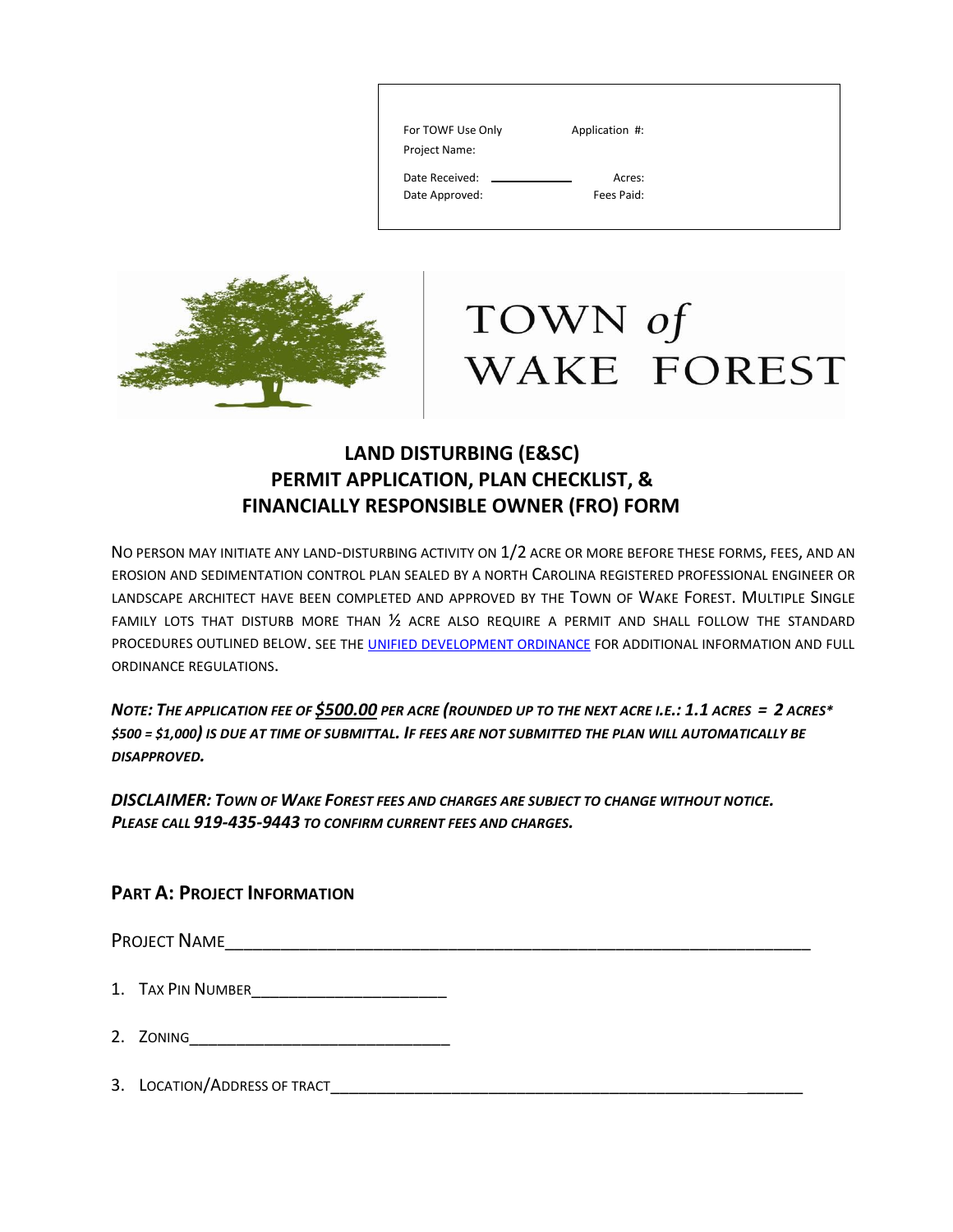| For TOWF Use Only | Application #: |
|---|---|
| Project Name: | |
| Date Received: ____________ | Acres: |
| Date Approved: | Fees Paid: |

TOWN *of* WAKE FOREST

# LAND DISTURBING (E&SC) PERMIT APPLICATION, PLAN CHECKLIST, & FINANCIALLY RESPONSIBLE OWNER (FRO) FORM

NO PERSON MAY INITIATE ANY LAND-DISTURBING ACTIVITY ON 1/2 ACRE OR MORE BEFORE THESE FORMS, FEES, AND AN EROSION AND SEDIMENTATION CONTROL PLAN SEALED BY A NORTH CAROLINA REGISTERED PROFESSIONAL ENGINEER OR LANDSCAPE ARCHITECT HAVE BEEN COMPLETED AND APPROVED BY THE TOWN OF WAKE FOREST. MULTIPLE SINGLE FAMILY LOTS THAT DISTURB MORE THAN ½ ACRE ALSO REQUIRE A PERMIT AND SHALL FOLLOW THE STANDARD PROCEDURES OUTLINED BELOW. SEE THE [UNIFIED DEVELOPMENT ORDINANCE]() FOR ADDITIONAL INFORMATION AND FULL ORDINANCE REGULATIONS.

***NOTE: THE APPLICATION FEE OF <u>$500.00</u> PER ACRE (ROUNDED UP TO THE NEXT ACRE I.E.: 1.1 ACRES = 2 ACRES* $500 = $1,000) IS DUE AT TIME OF SUBMITTAL. IF FEES ARE NOT SUBMITTED THE PLAN WILL AUTOMATICALLY BE DISAPPROVED.***

***DISCLAIMER: TOWN OF WAKE FOREST FEES AND CHARGES ARE SUBJECT TO CHANGE WITHOUT NOTICE. PLEASE CALL 919-435-9443 TO CONFIRM CURRENT FEES AND CHARGES.***

## PART A: PROJECT INFORMATION

PROJECT NAME_______________________________________________________________

1. TAX PIN NUMBER______________________
2. ZONING_____________________________
3. LOCATION/ADDRESS OF TRACT_____________________________________________________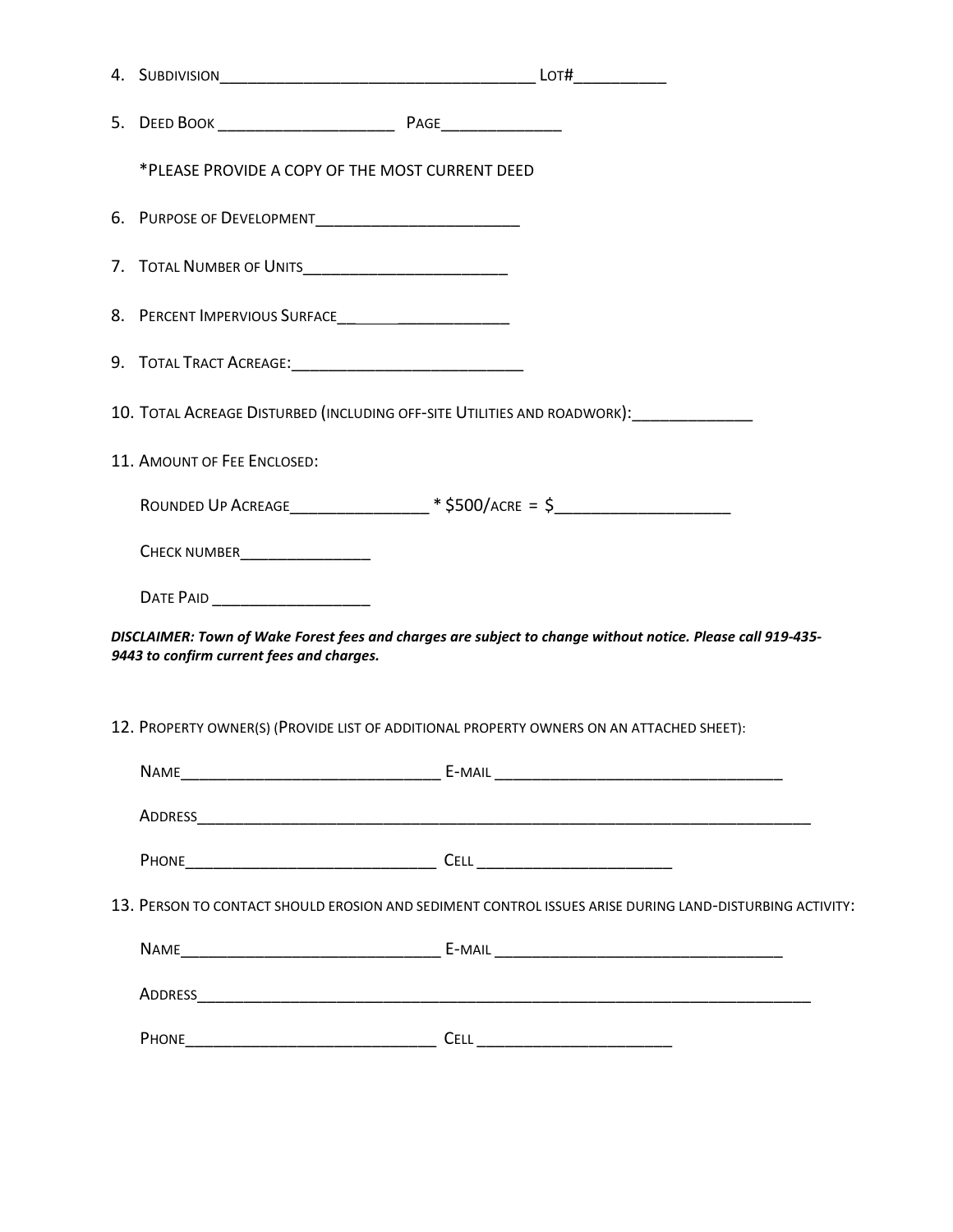4. SUBDIVISION____________________________________ LOT#__________

5. DEED BOOK ____________________ PAGE______________

   *PLEASE PROVIDE A COPY OF THE MOST CURRENT DEED

6. PURPOSE OF DEVELOPMENT________________________

7. TOTAL NUMBER OF UNITS________________________

8. PERCENT IMPERVIOUS SURFACE_____________________

9. TOTAL TRACT ACREAGE:___________________________

10. TOTAL ACREAGE DISTURBED (INCLUDING OFF-SITE UTILITIES AND ROADWORK):______________

11. AMOUNT OF FEE ENCLOSED:

    ROUNDED UP ACREAGE________________ * $500/ACRE = $____________________

    CHECK NUMBER________________

    DATE PAID ___________________

***DISCLAIMER: Town of Wake Forest fees and charges are subject to change without notice. Please call 919-435-9443 to confirm current fees and charges.***

12. PROPERTY OWNER(S) (PROVIDE LIST OF ADDITIONAL PROPERTY OWNERS ON AN ATTACHED SHEET):

    NAME______________________________ E-MAIL _________________________________

    ADDRESS__________________________________________________________________________

    PHONE_____________________________ CELL _______________________

13. PERSON TO CONTACT SHOULD EROSION AND SEDIMENT CONTROL ISSUES ARISE DURING LAND-DISTURBING ACTIVITY:

    NAME______________________________ E-MAIL _________________________________

    ADDRESS__________________________________________________________________________

    PHONE_____________________________ CELL _______________________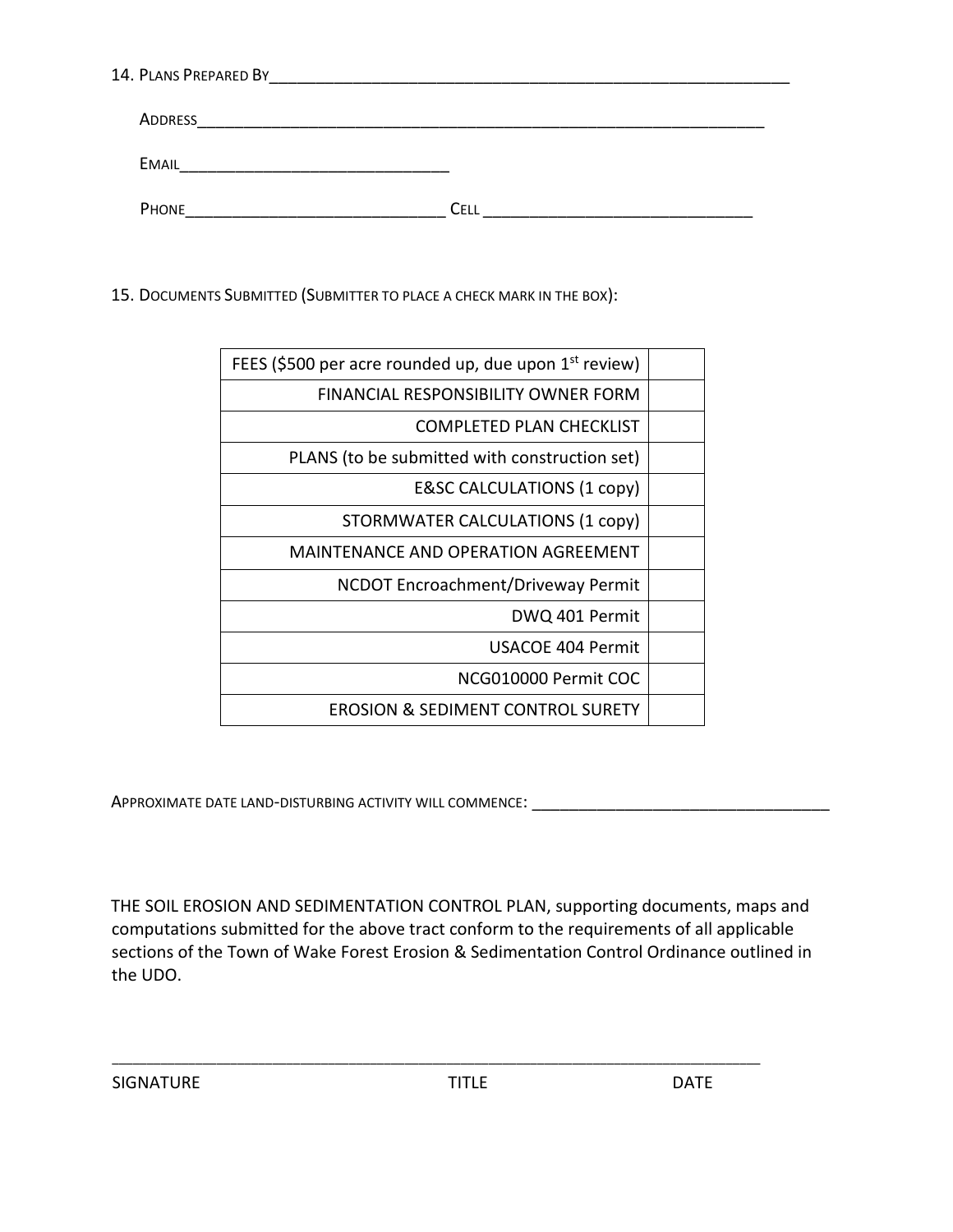14. PLANS PREPARED BY_______________________________________________________________

ADDRESS_______________________________________________________________

EMAIL______________________________

PHONE____________________________ CELL ______________________________

15. DOCUMENTS SUBMITTED (SUBMITTER TO PLACE A CHECK MARK IN THE BOX):

| Document | |
|---|---|
| FEES ($500 per acre rounded up, due upon 1st review) | |
| FINANCIAL RESPONSIBILITY OWNER FORM | |
| COMPLETED PLAN CHECKLIST | |
| PLANS (to be submitted with construction set) | |
| E&SC CALCULATIONS (1 copy) | |
| STORMWATER CALCULATIONS (1 copy) | |
| MAINTENANCE AND OPERATION AGREEMENT | |
| NCDOT Encroachment/Driveway Permit | |
| DWQ 401 Permit | |
| USACOE 404 Permit | |
| NCG010000 Permit COC | |
| EROSION & SEDIMENT CONTROL SURETY | |

APPROXIMATE DATE LAND-DISTURBING ACTIVITY WILL COMMENCE: _________________________________

THE SOIL EROSION AND SEDIMENTATION CONTROL PLAN, supporting documents, maps and computations submitted for the above tract conform to the requirements of all applicable sections of the Town of Wake Forest Erosion & Sedimentation Control Ordinance outlined in the UDO.

_________________________________________________________________________

SIGNATURE TITLE DATE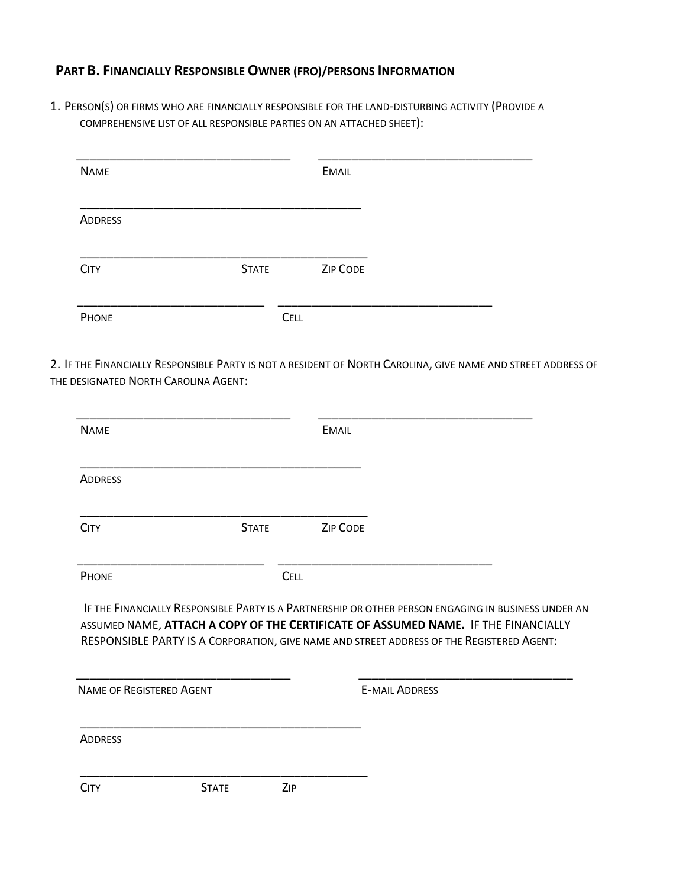## Part B. Financially Responsible Owner (FRO)/persons Information

1. Person(s) or firms who are financially responsible for the land-disturbing activity (Provide a comprehensive list of all responsible parties on an attached sheet):

_________________________________ _________________________________
Name Email

___________________________________________
Address

____________________________________________
City State Zip Code

_____________________________ _________________________________
Phone Cell

2. If the Financially Responsible Party is not a resident of North Carolina, give name and street address of the designated North Carolina Agent:

_________________________________ _________________________________
Name Email

___________________________________________
Address

____________________________________________
City State Zip Code

_____________________________ _________________________________
Phone Cell

If the Financially Responsible Party is a Partnership or other person engaging in business under an assumed name, **attach a copy of the Certificate of Assumed Name.** If the Financially Responsible Party is a Corporation, give name and street address of the Registered Agent:

_________________________________ _________________________________
Name of Registered Agent E-mail Address

___________________________________________
Address

____________________________________________
City State Zip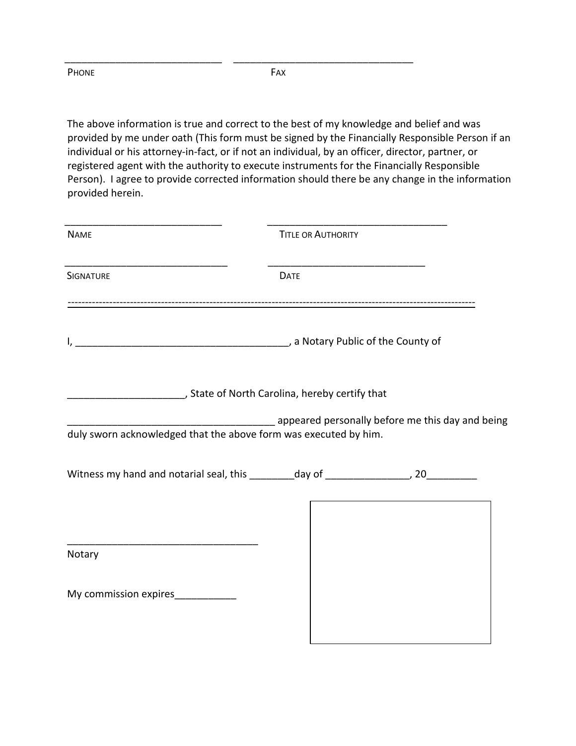\_\_\_\_\_\_\_\_\_\_\_\_\_\_\_\_\_\_\_\_\_\_\_\_\_\_\_\_ \_\_\_\_\_\_\_\_\_\_\_\_\_\_\_\_\_\_\_\_\_\_\_\_\_\_\_\_\_\_\_\_

PHONE FAX

The above information is true and correct to the best of my knowledge and belief and was provided by me under oath (This form must be signed by the Financially Responsible Person if an individual or his attorney-in-fact, or if not an individual, by an officer, director, partner, or registered agent with the authority to execute instruments for the Financially Responsible Person). I agree to provide corrected information should there be any change in the information provided herein.

\_\_\_\_\_\_\_\_\_\_\_\_\_\_\_\_\_\_\_\_\_\_\_\_\_\_\_\_ \_\_\_\_\_\_\_\_\_\_\_\_\_\_\_\_\_\_\_\_\_\_\_\_\_\_\_\_\_\_\_\_

NAME TITLE OR AUTHORITY

\_\_\_\_\_\_\_\_\_\_\_\_\_\_\_\_\_\_\_\_\_\_\_\_\_\_\_\_\_ \_\_\_\_\_\_\_\_\_\_\_\_\_\_\_\_\_\_\_\_\_\_\_\_\_\_\_\_

SIGNATURE DATE

---

I, \_\_\_\_\_\_\_\_\_\_\_\_\_\_\_\_\_\_\_\_\_\_\_\_\_\_\_\_\_\_\_\_\_\_\_\_\_\_, a Notary Public of the County of

\_\_\_\_\_\_\_\_\_\_\_\_\_\_\_\_\_\_\_\_, State of North Carolina, hereby certify that

\_\_\_\_\_\_\_\_\_\_\_\_\_\_\_\_\_\_\_\_\_\_\_\_\_\_\_\_\_\_\_\_\_\_\_\_\_ appeared personally before me this day and being duly sworn acknowledged that the above form was executed by him.

Witness my hand and notarial seal, this \_\_\_\_\_\_\_\_day of \_\_\_\_\_\_\_\_\_\_\_\_\_\_\_, 20\_\_\_\_\_\_\_\_\_

\_\_\_\_\_\_\_\_\_\_\_\_\_\_\_\_\_\_\_\_\_\_\_\_\_\_\_\_\_\_\_\_\_\_

Notary

My commission expires\_\_\_\_\_\_\_\_\_\_\_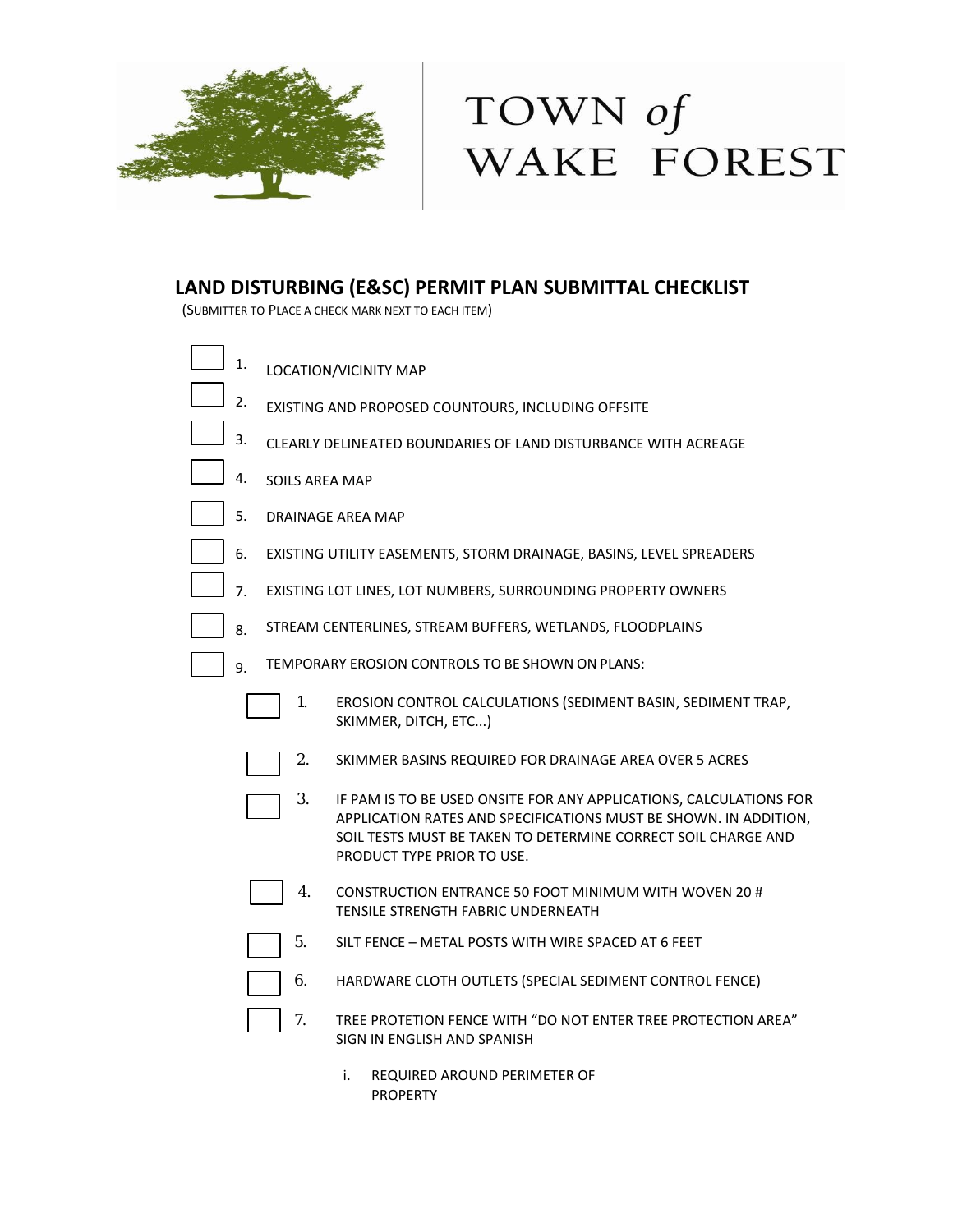TOWN *of* WAKE FOREST

## LAND DISTURBING (E&SC) PERMIT PLAN SUBMITTAL CHECKLIST

(SUBMITTER TO PLACE A CHECK MARK NEXT TO EACH ITEM)

- ☐ 1. LOCATION/VICINITY MAP
- ☐ 2. EXISTING AND PROPOSED COUNTOURS, INCLUDING OFFSITE
- ☐ 3. CLEARLY DELINEATED BOUNDARIES OF LAND DISTURBANCE WITH ACREAGE
- ☐ 4. SOILS AREA MAP
- ☐ 5. DRAINAGE AREA MAP
- ☐ 6. EXISTING UTILITY EASEMENTS, STORM DRAINAGE, BASINS, LEVEL SPREADERS
- ☐ 7. EXISTING LOT LINES, LOT NUMBERS, SURROUNDING PROPERTY OWNERS
- ☐ 8. STREAM CENTERLINES, STREAM BUFFERS, WETLANDS, FLOODPLAINS
- ☐ 9. TEMPORARY EROSION CONTROLS TO BE SHOWN ON PLANS:
  - ☐ 1. EROSION CONTROL CALCULATIONS (SEDIMENT BASIN, SEDIMENT TRAP, SKIMMER, DITCH, ETC...)
  - ☐ 2. SKIMMER BASINS REQUIRED FOR DRAINAGE AREA OVER 5 ACRES
  - ☐ 3. IF PAM IS TO BE USED ONSITE FOR ANY APPLICATIONS, CALCULATIONS FOR APPLICATION RATES AND SPECIFICATIONS MUST BE SHOWN. IN ADDITION, SOIL TESTS MUST BE TAKEN TO DETERMINE CORRECT SOIL CHARGE AND PRODUCT TYPE PRIOR TO USE.
  - ☐ 4. CONSTRUCTION ENTRANCE 50 FOOT MINIMUM WITH WOVEN 20 # TENSILE STRENGTH FABRIC UNDERNEATH
  - ☐ 5. SILT FENCE – METAL POSTS WITH WIRE SPACED AT 6 FEET
  - ☐ 6. HARDWARE CLOTH OUTLETS (SPECIAL SEDIMENT CONTROL FENCE)
  - ☐ 7. TREE PROTETION FENCE WITH "DO NOT ENTER TREE PROTECTION AREA" SIGN IN ENGLISH AND SPANISH
    - i. REQUIRED AROUND PERIMETER OF PROPERTY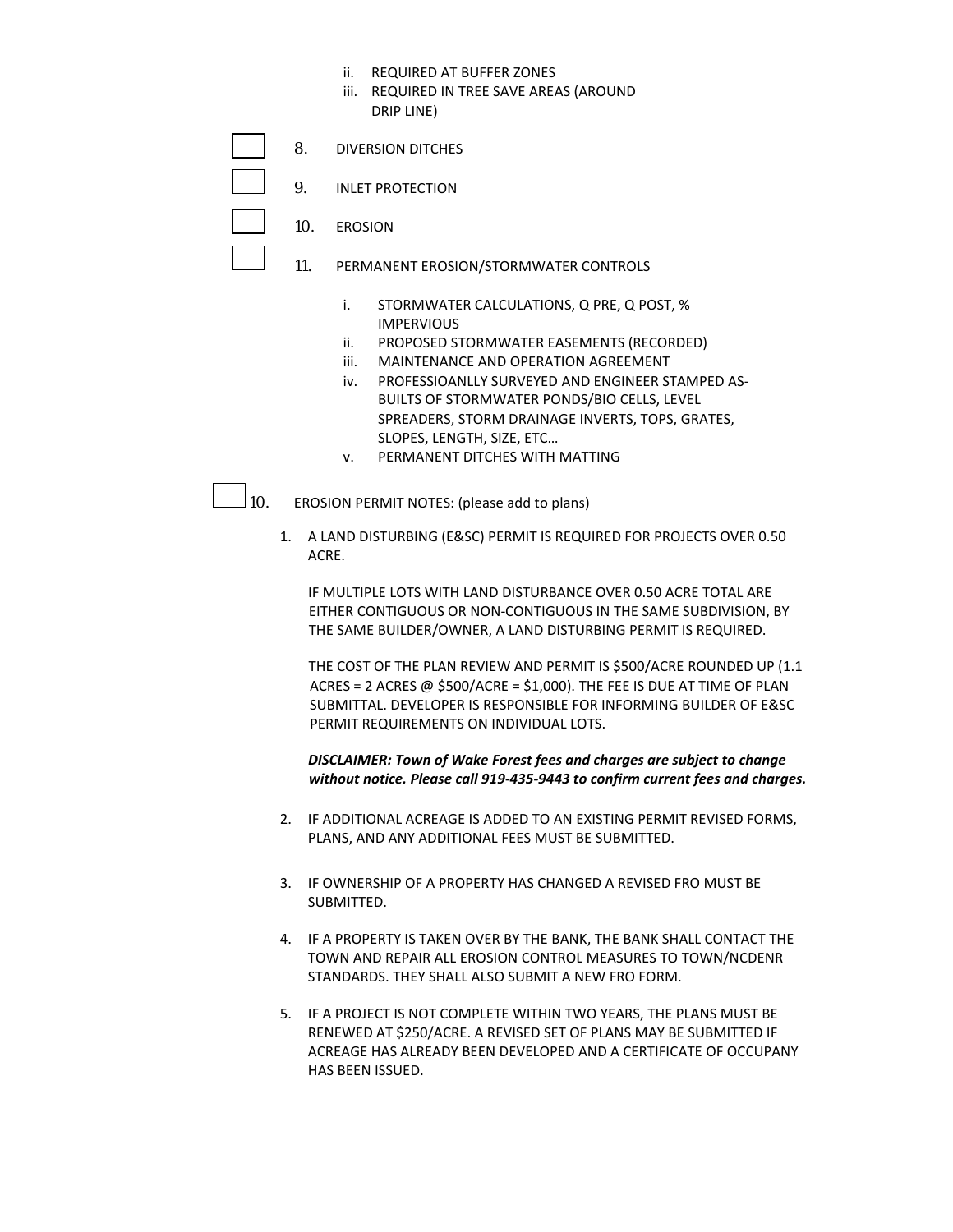- ii. REQUIRED AT BUFFER ZONES
   - iii. REQUIRED IN TREE SAVE AREAS (AROUND DRIP LINE)

☐ 8. DIVERSION DITCHES

☐ 9. INLET PROTECTION

☐ 10. EROSION

☐ 11. PERMANENT EROSION/STORMWATER CONTROLS

   - i. STORMWATER CALCULATIONS, Q PRE, Q POST, % IMPERVIOUS
   - ii. PROPOSED STORMWATER EASEMENTS (RECORDED)
   - iii. MAINTENANCE AND OPERATION AGREEMENT
   - iv. PROFESSIOANLLY SURVEYED AND ENGINEER STAMPED AS-BUILTS OF STORMWATER PONDS/BIO CELLS, LEVEL SPREADERS, STORM DRAINAGE INVERTS, TOPS, GRATES, SLOPES, LENGTH, SIZE, ETC…
   - v. PERMANENT DITCHES WITH MATTING

☐ 10. EROSION PERMIT NOTES: (please add to plans)

1. A LAND DISTURBING (E&SC) PERMIT IS REQUIRED FOR PROJECTS OVER 0.50 ACRE.

   IF MULTIPLE LOTS WITH LAND DISTURBANCE OVER 0.50 ACRE TOTAL ARE EITHER CONTIGUOUS OR NON-CONTIGUOUS IN THE SAME SUBDIVISION, BY THE SAME BUILDER/OWNER, A LAND DISTURBING PERMIT IS REQUIRED.

   THE COST OF THE PLAN REVIEW AND PERMIT IS $500/ACRE ROUNDED UP (1.1 ACRES = 2 ACRES @ $500/ACRE = $1,000). THE FEE IS DUE AT TIME OF PLAN SUBMITTAL. DEVELOPER IS RESPONSIBLE FOR INFORMING BUILDER OF E&SC PERMIT REQUIREMENTS ON INDIVIDUAL LOTS.

   ***DISCLAIMER: Town of Wake Forest fees and charges are subject to change without notice. Please call 919-435-9443 to confirm current fees and charges.***

2. IF ADDITIONAL ACREAGE IS ADDED TO AN EXISTING PERMIT REVISED FORMS, PLANS, AND ANY ADDITIONAL FEES MUST BE SUBMITTED.

3. IF OWNERSHIP OF A PROPERTY HAS CHANGED A REVISED FRO MUST BE SUBMITTED.

4. IF A PROPERTY IS TAKEN OVER BY THE BANK, THE BANK SHALL CONTACT THE TOWN AND REPAIR ALL EROSION CONTROL MEASURES TO TOWN/NCDENR STANDARDS. THEY SHALL ALSO SUBMIT A NEW FRO FORM.

5. IF A PROJECT IS NOT COMPLETE WITHIN TWO YEARS, THE PLANS MUST BE RENEWED AT $250/ACRE. A REVISED SET OF PLANS MAY BE SUBMITTED IF ACREAGE HAS ALREADY BEEN DEVELOPED AND A CERTIFICATE OF OCCUPANY HAS BEEN ISSUED.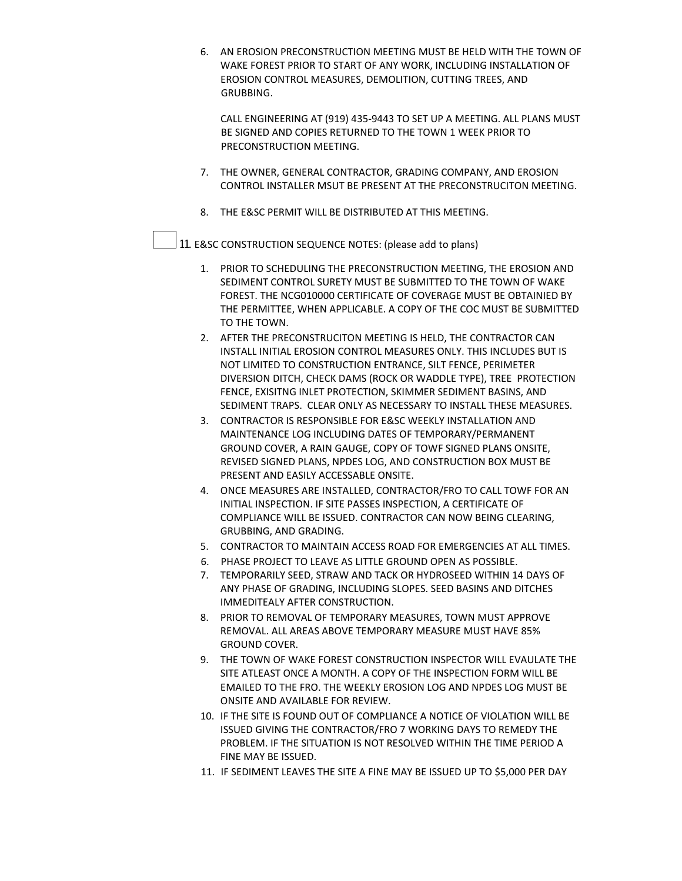6. AN EROSION PRECONSTRUCTION MEETING MUST BE HELD WITH THE TOWN OF WAKE FOREST PRIOR TO START OF ANY WORK, INCLUDING INSTALLATION OF EROSION CONTROL MEASURES, DEMOLITION, CUTTING TREES, AND GRUBBING.

   CALL ENGINEERING AT (919) 435-9443 TO SET UP A MEETING. ALL PLANS MUST BE SIGNED AND COPIES RETURNED TO THE TOWN 1 WEEK PRIOR TO PRECONSTRUCTION MEETING.

7. THE OWNER, GENERAL CONTRACTOR, GRADING COMPANY, AND EROSION CONTROL INSTALLER MSUT BE PRESENT AT THE PRECONSTRUCITON MEETING.

8. THE E&SC PERMIT WILL BE DISTRIBUTED AT THIS MEETING.

☐ 11. E&SC CONSTRUCTION SEQUENCE NOTES: (please add to plans)

1. PRIOR TO SCHEDULING THE PRECONSTRUCTION MEETING, THE EROSION AND SEDIMENT CONTROL SURETY MUST BE SUBMITTED TO THE TOWN OF WAKE FOREST. THE NCG010000 CERTIFICATE OF COVERAGE MUST BE OBTAINIED BY THE PERMITTEE, WHEN APPLICABLE. A COPY OF THE COC MUST BE SUBMITTED TO THE TOWN.
2. AFTER THE PRECONSTRUCITON MEETING IS HELD, THE CONTRACTOR CAN INSTALL INITIAL EROSION CONTROL MEASURES ONLY. THIS INCLUDES BUT IS NOT LIMITED TO CONSTRUCTION ENTRANCE, SILT FENCE, PERIMETER DIVERSION DITCH, CHECK DAMS (ROCK OR WADDLE TYPE), TREE PROTECTION FENCE, EXISITNG INLET PROTECTION, SKIMMER SEDIMENT BASINS, AND SEDIMENT TRAPS. CLEAR ONLY AS NECESSARY TO INSTALL THESE MEASURES.
3. CONTRACTOR IS RESPONSIBLE FOR E&SC WEEKLY INSTALLATION AND MAINTENANCE LOG INCLUDING DATES OF TEMPORARY/PERMANENT GROUND COVER, A RAIN GAUGE, COPY OF TOWF SIGNED PLANS ONSITE, REVISED SIGNED PLANS, NPDES LOG, AND CONSTRUCTION BOX MUST BE PRESENT AND EASILY ACCESSABLE ONSITE.
4. ONCE MEASURES ARE INSTALLED, CONTRACTOR/FRO TO CALL TOWF FOR AN INITIAL INSPECTION. IF SITE PASSES INSPECTION, A CERTIFICATE OF COMPLIANCE WILL BE ISSUED. CONTRACTOR CAN NOW BEING CLEARING, GRUBBING, AND GRADING.
5. CONTRACTOR TO MAINTAIN ACCESS ROAD FOR EMERGENCIES AT ALL TIMES.
6. PHASE PROJECT TO LEAVE AS LITTLE GROUND OPEN AS POSSIBLE.
7. TEMPORARILY SEED, STRAW AND TACK OR HYDROSEED WITHIN 14 DAYS OF ANY PHASE OF GRADING, INCLUDING SLOPES. SEED BASINS AND DITCHES IMMEDITEALY AFTER CONSTRUCTION.
8. PRIOR TO REMOVAL OF TEMPORARY MEASURES, TOWN MUST APPROVE REMOVAL. ALL AREAS ABOVE TEMPORARY MEASURE MUST HAVE 85% GROUND COVER.
9. THE TOWN OF WAKE FOREST CONSTRUCTION INSPECTOR WILL EVAULATE THE SITE ATLEAST ONCE A MONTH. A COPY OF THE INSPECTION FORM WILL BE EMAILED TO THE FRO. THE WEEKLY EROSION LOG AND NPDES LOG MUST BE ONSITE AND AVAILABLE FOR REVIEW.
10. IF THE SITE IS FOUND OUT OF COMPLIANCE A NOTICE OF VIOLATION WILL BE ISSUED GIVING THE CONTRACTOR/FRO 7 WORKING DAYS TO REMEDY THE PROBLEM. IF THE SITUATION IS NOT RESOLVED WITHIN THE TIME PERIOD A FINE MAY BE ISSUED.
11. IF SEDIMENT LEAVES THE SITE A FINE MAY BE ISSUED UP TO $5,000 PER DAY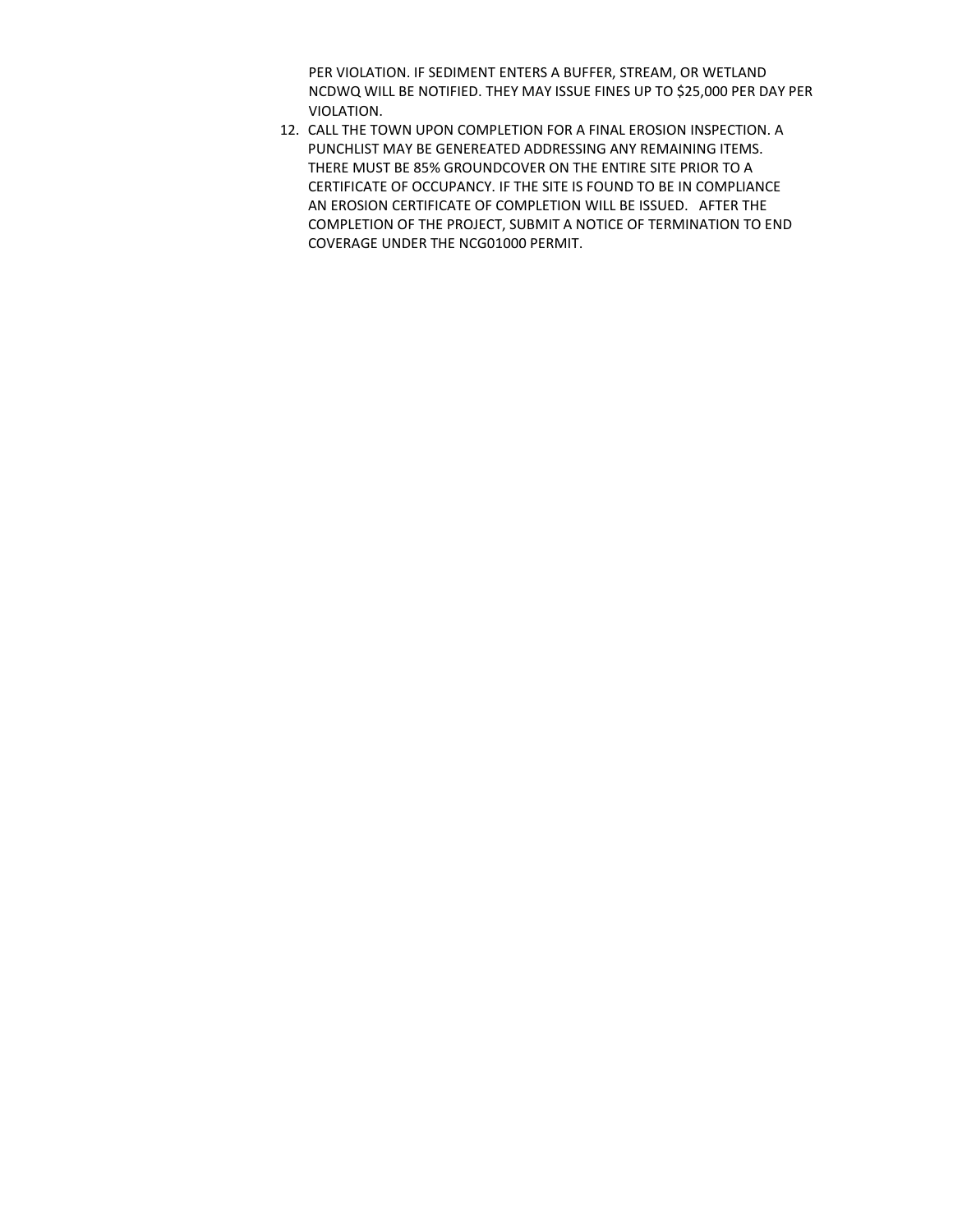PER VIOLATION. IF SEDIMENT ENTERS A BUFFER, STREAM, OR WETLAND NCDWQ WILL BE NOTIFIED. THEY MAY ISSUE FINES UP TO $25,000 PER DAY PER VIOLATION.

12. CALL THE TOWN UPON COMPLETION FOR A FINAL EROSION INSPECTION. A PUNCHLIST MAY BE GENEREATED ADDRESSING ANY REMAINING ITEMS. THERE MUST BE 85% GROUNDCOVER ON THE ENTIRE SITE PRIOR TO A CERTIFICATE OF OCCUPANCY. IF THE SITE IS FOUND TO BE IN COMPLIANCE AN EROSION CERTIFICATE OF COMPLETION WILL BE ISSUED. AFTER THE COMPLETION OF THE PROJECT, SUBMIT A NOTICE OF TERMINATION TO END COVERAGE UNDER THE NCG01000 PERMIT.